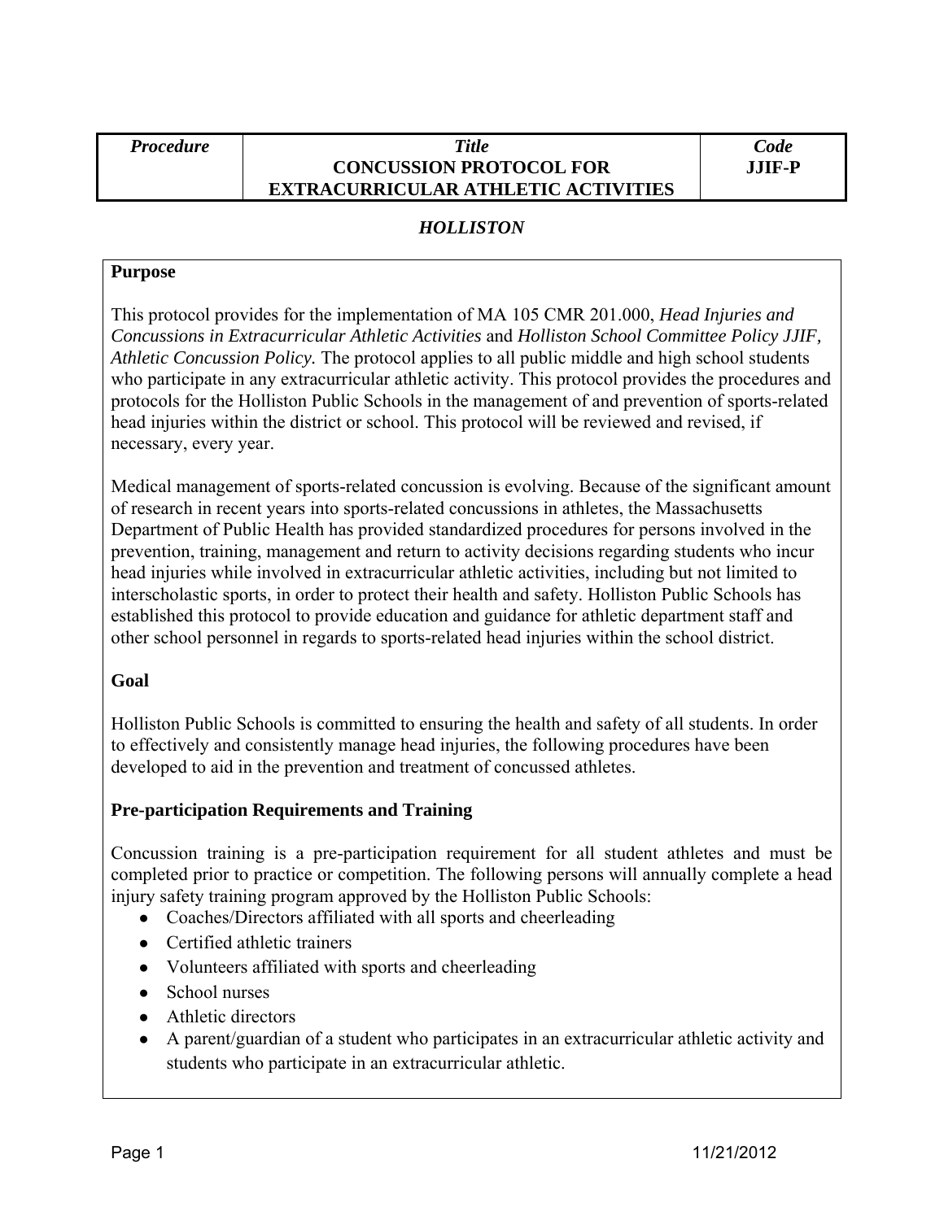| *Procedure* | *Title* **CONCUSSION PROTOCOL FOR EXTRACURRICULAR ATHLETIC ACTIVITIES** | *Code* **JJIF-P** |
|---|---|---|

*HOLLISTON*

**Purpose**

This protocol provides for the implementation of MA 105 CMR 201.000, *Head Injuries and Concussions in Extracurricular Athletic Activities* and *Holliston School Committee Policy JJIF, Athletic Concussion Policy.* The protocol applies to all public middle and high school students who participate in any extracurricular athletic activity. This protocol provides the procedures and protocols for the Holliston Public Schools in the management of and prevention of sports-related head injuries within the district or school. This protocol will be reviewed and revised, if necessary, every year.

Medical management of sports-related concussion is evolving. Because of the significant amount of research in recent years into sports-related concussions in athletes, the Massachusetts Department of Public Health has provided standardized procedures for persons involved in the prevention, training, management and return to activity decisions regarding students who incur head injuries while involved in extracurricular athletic activities, including but not limited to interscholastic sports, in order to protect their health and safety. Holliston Public Schools has established this protocol to provide education and guidance for athletic department staff and other school personnel in regards to sports-related head injuries within the school district.

**Goal**

Holliston Public Schools is committed to ensuring the health and safety of all students. In order to effectively and consistently manage head injuries, the following procedures have been developed to aid in the prevention and treatment of concussed athletes.

**Pre-participation Requirements and Training**

Concussion training is a pre-participation requirement for all student athletes and must be completed prior to practice or competition. The following persons will annually complete a head injury safety training program approved by the Holliston Public Schools:

- Coaches/Directors affiliated with all sports and cheerleading
- Certified athletic trainers
- Volunteers affiliated with sports and cheerleading
- School nurses
- Athletic directors
- A parent/guardian of a student who participates in an extracurricular athletic activity and students who participate in an extracurricular athletic.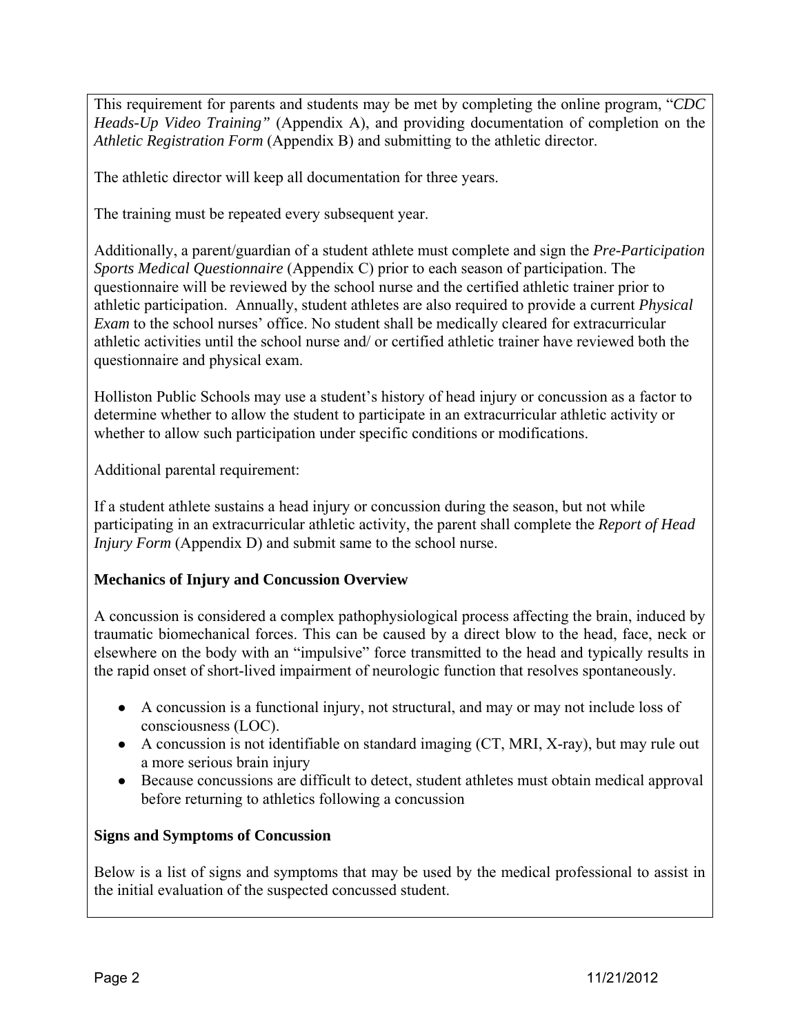This requirement for parents and students may be met by completing the online program, "*CDC Heads-Up Video Training"* (Appendix A), and providing documentation of completion on the *Athletic Registration Form* (Appendix B) and submitting to the athletic director.

The athletic director will keep all documentation for three years.

The training must be repeated every subsequent year.

Additionally, a parent/guardian of a student athlete must complete and sign the *Pre-Participation Sports Medical Questionnaire* (Appendix C) prior to each season of participation. The questionnaire will be reviewed by the school nurse and the certified athletic trainer prior to athletic participation. Annually, student athletes are also required to provide a current *Physical Exam* to the school nurses' office. No student shall be medically cleared for extracurricular athletic activities until the school nurse and/ or certified athletic trainer have reviewed both the questionnaire and physical exam.

Holliston Public Schools may use a student's history of head injury or concussion as a factor to determine whether to allow the student to participate in an extracurricular athletic activity or whether to allow such participation under specific conditions or modifications.

Additional parental requirement:

If a student athlete sustains a head injury or concussion during the season, but not while participating in an extracurricular athletic activity, the parent shall complete the *Report of Head Injury Form* (Appendix D) and submit same to the school nurse.

**Mechanics of Injury and Concussion Overview**

A concussion is considered a complex pathophysiological process affecting the brain, induced by traumatic biomechanical forces. This can be caused by a direct blow to the head, face, neck or elsewhere on the body with an "impulsive" force transmitted to the head and typically results in the rapid onset of short-lived impairment of neurologic function that resolves spontaneously.

- A concussion is a functional injury, not structural, and may or may not include loss of consciousness (LOC).
- A concussion is not identifiable on standard imaging (CT, MRI, X-ray), but may rule out a more serious brain injury
- Because concussions are difficult to detect, student athletes must obtain medical approval before returning to athletics following a concussion

**Signs and Symptoms of Concussion**

Below is a list of signs and symptoms that may be used by the medical professional to assist in the initial evaluation of the suspected concussed student.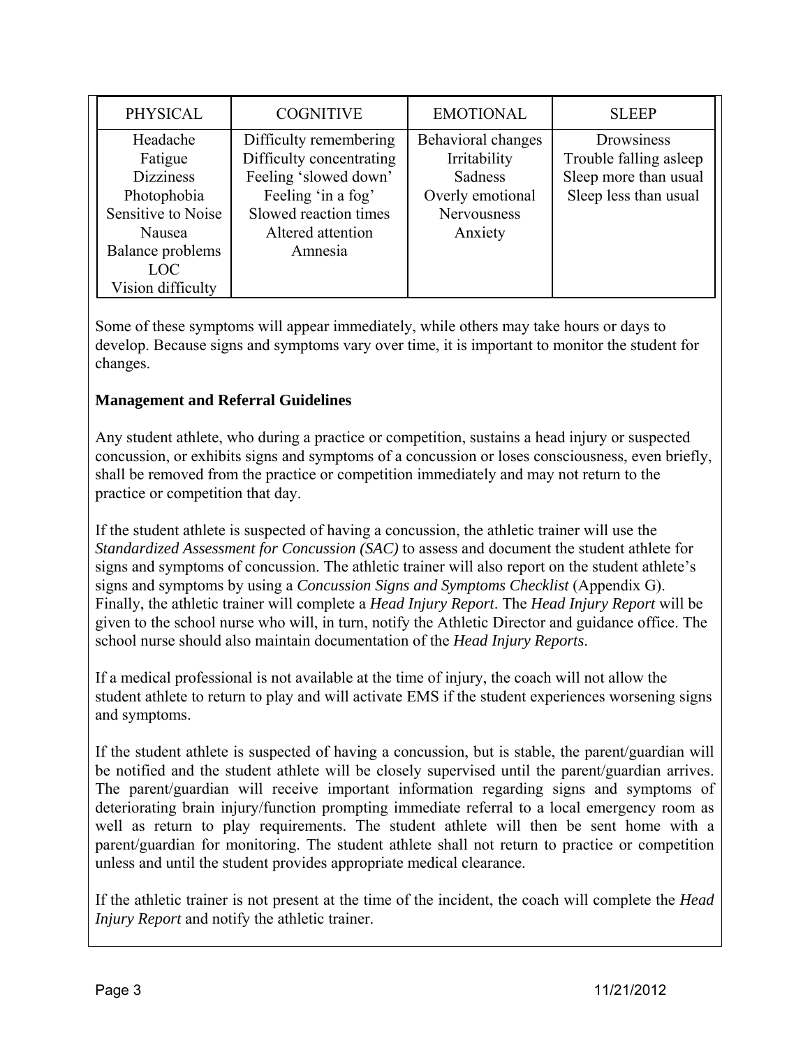| PHYSICAL | COGNITIVE | EMOTIONAL | SLEEP |
|---|---|---|---|
| Headache | Difficulty remembering | Behavioral changes | Drowsiness |
| Fatigue | Difficulty concentrating | Irritability | Trouble falling asleep |
| Dizziness | Feeling 'slowed down' | Sadness | Sleep more than usual |
| Photophobia | Feeling 'in a fog' | Overly emotional | Sleep less than usual |
| Sensitive to Noise | Slowed reaction times | Nervousness | |
| Nausea | Altered attention | Anxiety | |
| Balance problems | Amnesia | | |
| LOC | | | |
| Vision difficulty | | | |

Some of these symptoms will appear immediately, while others may take hours or days to develop. Because signs and symptoms vary over time, it is important to monitor the student for changes.

**Management and Referral Guidelines**

Any student athlete, who during a practice or competition, sustains a head injury or suspected concussion, or exhibits signs and symptoms of a concussion or loses consciousness, even briefly, shall be removed from the practice or competition immediately and may not return to the practice or competition that day.

If the student athlete is suspected of having a concussion, the athletic trainer will use the *Standardized Assessment for Concussion (SAC)* to assess and document the student athlete for signs and symptoms of concussion. The athletic trainer will also report on the student athlete's signs and symptoms by using a *Concussion Signs and Symptoms Checklist* (Appendix G). Finally, the athletic trainer will complete a *Head Injury Report*. The *Head Injury Report* will be given to the school nurse who will, in turn, notify the Athletic Director and guidance office. The school nurse should also maintain documentation of the *Head Injury Reports*.

If a medical professional is not available at the time of injury, the coach will not allow the student athlete to return to play and will activate EMS if the student experiences worsening signs and symptoms.

If the student athlete is suspected of having a concussion, but is stable, the parent/guardian will be notified and the student athlete will be closely supervised until the parent/guardian arrives. The parent/guardian will receive important information regarding signs and symptoms of deteriorating brain injury/function prompting immediate referral to a local emergency room as well as return to play requirements. The student athlete will then be sent home with a parent/guardian for monitoring. The student athlete shall not return to practice or competition unless and until the student provides appropriate medical clearance.

If the athletic trainer is not present at the time of the incident, the coach will complete the *Head Injury Report* and notify the athletic trainer.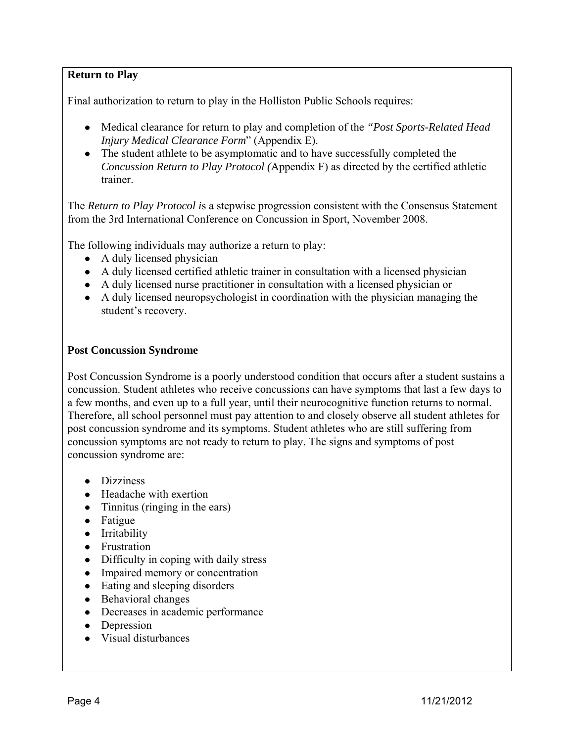**Return to Play**

Final authorization to return to play in the Holliston Public Schools requires:

- Medical clearance for return to play and completion of the *"Post Sports-Related Head Injury Medical Clearance Form*" (Appendix E).
- The student athlete to be asymptomatic and to have successfully completed the *Concussion Return to Play Protocol (*Appendix F) as directed by the certified athletic trainer.

The *Return to Play Protocol i*s a stepwise progression consistent with the Consensus Statement from the 3rd International Conference on Concussion in Sport, November 2008.

The following individuals may authorize a return to play:

- A duly licensed physician
- A duly licensed certified athletic trainer in consultation with a licensed physician
- A duly licensed nurse practitioner in consultation with a licensed physician or
- A duly licensed neuropsychologist in coordination with the physician managing the student's recovery.

**Post Concussion Syndrome**

Post Concussion Syndrome is a poorly understood condition that occurs after a student sustains a concussion. Student athletes who receive concussions can have symptoms that last a few days to a few months, and even up to a full year, until their neurocognitive function returns to normal. Therefore, all school personnel must pay attention to and closely observe all student athletes for post concussion syndrome and its symptoms. Student athletes who are still suffering from concussion symptoms are not ready to return to play. The signs and symptoms of post concussion syndrome are:

- Dizziness
- Headache with exertion
- Tinnitus (ringing in the ears)
- Fatigue
- Irritability
- Frustration
- Difficulty in coping with daily stress
- Impaired memory or concentration
- Eating and sleeping disorders
- Behavioral changes
- Decreases in academic performance
- Depression
- Visual disturbances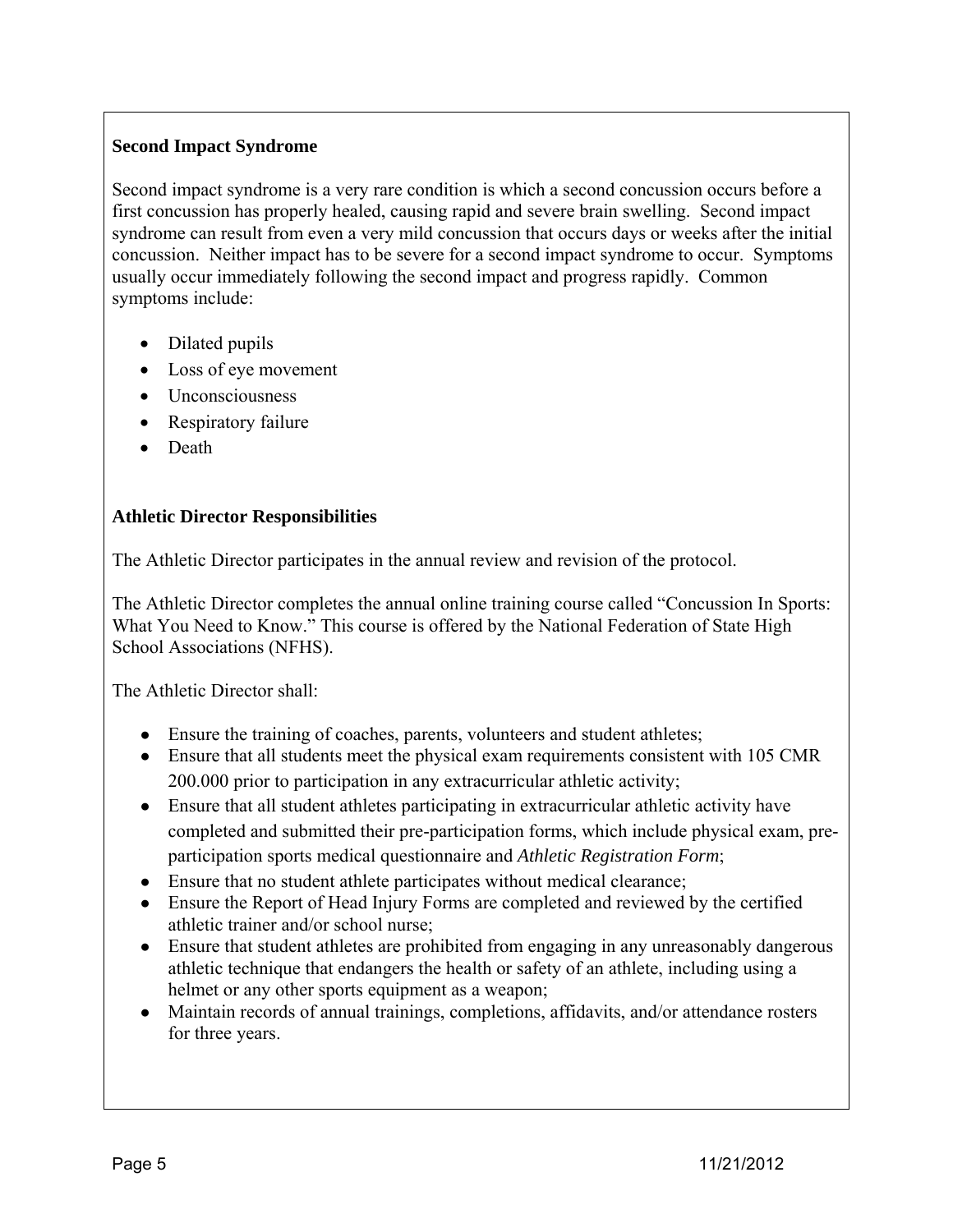**Second Impact Syndrome**

Second impact syndrome is a very rare condition is which a second concussion occurs before a first concussion has properly healed, causing rapid and severe brain swelling. Second impact syndrome can result from even a very mild concussion that occurs days or weeks after the initial concussion. Neither impact has to be severe for a second impact syndrome to occur. Symptoms usually occur immediately following the second impact and progress rapidly. Common symptoms include:

- Dilated pupils
- Loss of eye movement
- Unconsciousness
- Respiratory failure
- Death

**Athletic Director Responsibilities**

The Athletic Director participates in the annual review and revision of the protocol.

The Athletic Director completes the annual online training course called "Concussion In Sports: What You Need to Know." This course is offered by the National Federation of State High School Associations (NFHS).

The Athletic Director shall:

- Ensure the training of coaches, parents, volunteers and student athletes;
- Ensure that all students meet the physical exam requirements consistent with 105 CMR 200.000 prior to participation in any extracurricular athletic activity;
- Ensure that all student athletes participating in extracurricular athletic activity have completed and submitted their pre-participation forms, which include physical exam, pre-participation sports medical questionnaire and *Athletic Registration Form*;
- Ensure that no student athlete participates without medical clearance;
- Ensure the Report of Head Injury Forms are completed and reviewed by the certified athletic trainer and/or school nurse;
- Ensure that student athletes are prohibited from engaging in any unreasonably dangerous athletic technique that endangers the health or safety of an athlete, including using a helmet or any other sports equipment as a weapon;
- Maintain records of annual trainings, completions, affidavits, and/or attendance rosters for three years.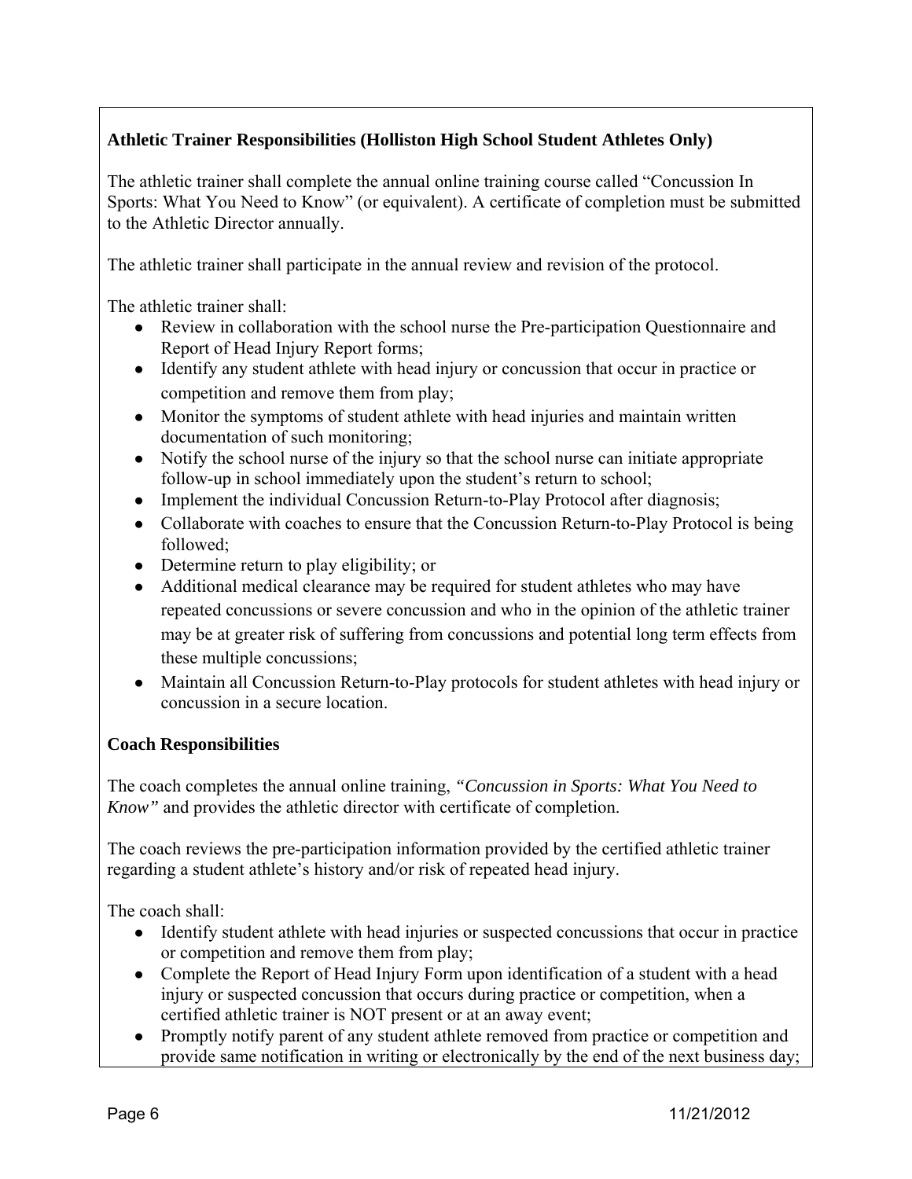**Athletic Trainer Responsibilities (Holliston High School Student Athletes Only)**

The athletic trainer shall complete the annual online training course called "Concussion In Sports: What You Need to Know" (or equivalent). A certificate of completion must be submitted to the Athletic Director annually.

The athletic trainer shall participate in the annual review and revision of the protocol.

The athletic trainer shall:

- Review in collaboration with the school nurse the Pre-participation Questionnaire and Report of Head Injury Report forms;
- Identify any student athlete with head injury or concussion that occur in practice or competition and remove them from play;
- Monitor the symptoms of student athlete with head injuries and maintain written documentation of such monitoring;
- Notify the school nurse of the injury so that the school nurse can initiate appropriate follow-up in school immediately upon the student's return to school;
- Implement the individual Concussion Return-to-Play Protocol after diagnosis;
- Collaborate with coaches to ensure that the Concussion Return-to-Play Protocol is being followed;
- Determine return to play eligibility; or
- Additional medical clearance may be required for student athletes who may have repeated concussions or severe concussion and who in the opinion of the athletic trainer may be at greater risk of suffering from concussions and potential long term effects from these multiple concussions;
- Maintain all Concussion Return-to-Play protocols for student athletes with head injury or concussion in a secure location.

**Coach Responsibilities**

The coach completes the annual online training, *"Concussion in Sports: What You Need to Know"* and provides the athletic director with certificate of completion.

The coach reviews the pre-participation information provided by the certified athletic trainer regarding a student athlete's history and/or risk of repeated head injury.

The coach shall:

- Identify student athlete with head injuries or suspected concussions that occur in practice or competition and remove them from play;
- Complete the Report of Head Injury Form upon identification of a student with a head injury or suspected concussion that occurs during practice or competition, when a certified athletic trainer is NOT present or at an away event;
- Promptly notify parent of any student athlete removed from practice or competition and provide same notification in writing or electronically by the end of the next business day;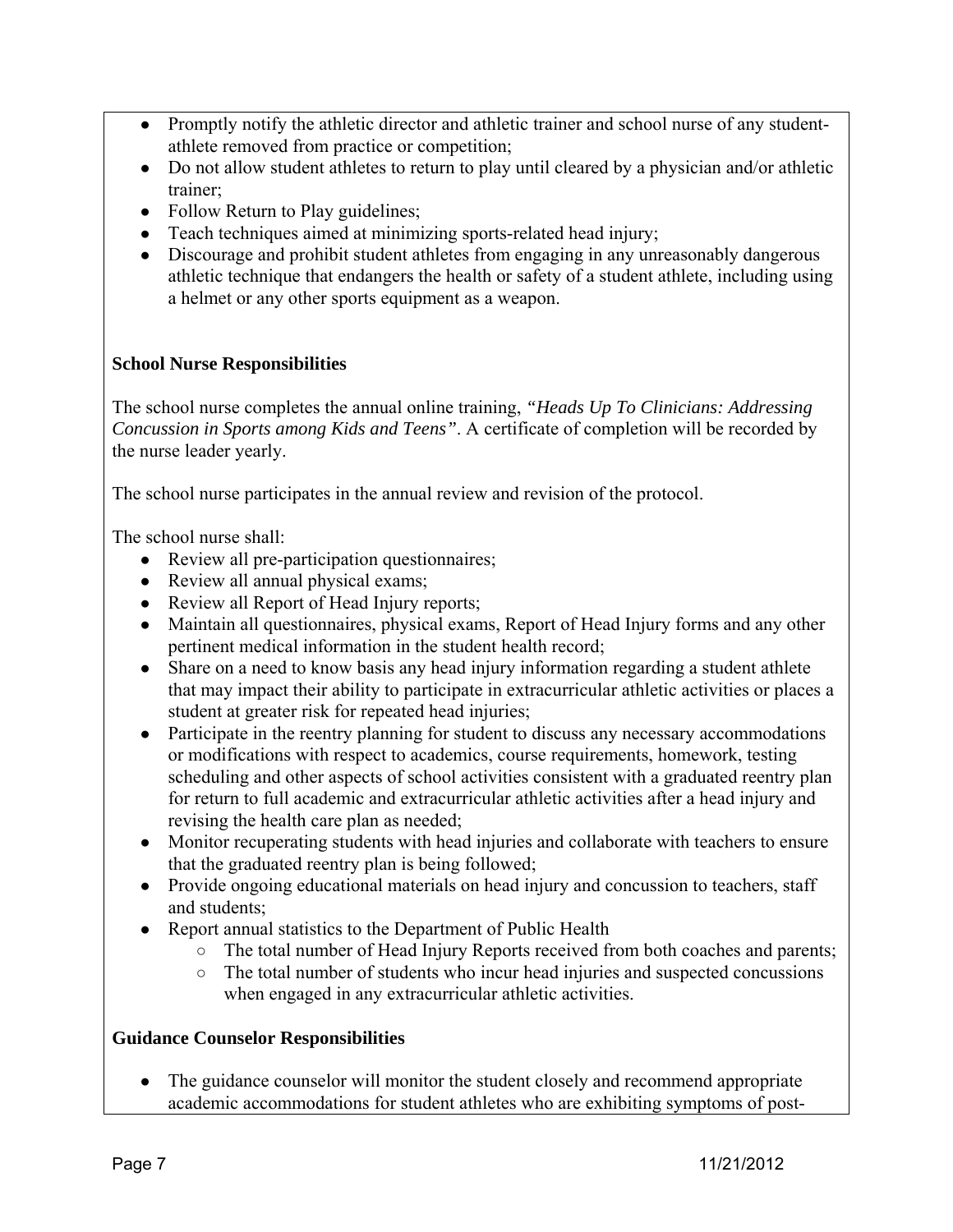- Promptly notify the athletic director and athletic trainer and school nurse of any student-athlete removed from practice or competition;
- Do not allow student athletes to return to play until cleared by a physician and/or athletic trainer;
- Follow Return to Play guidelines;
- Teach techniques aimed at minimizing sports-related head injury;
- Discourage and prohibit student athletes from engaging in any unreasonably dangerous athletic technique that endangers the health or safety of a student athlete, including using a helmet or any other sports equipment as a weapon.

**School Nurse Responsibilities**

The school nurse completes the annual online training, *"Heads Up To Clinicians: Addressing Concussion in Sports among Kids and Teens"*. A certificate of completion will be recorded by the nurse leader yearly.

The school nurse participates in the annual review and revision of the protocol.

The school nurse shall:

- Review all pre-participation questionnaires;
- Review all annual physical exams;
- Review all Report of Head Injury reports;
- Maintain all questionnaires, physical exams, Report of Head Injury forms and any other pertinent medical information in the student health record;
- Share on a need to know basis any head injury information regarding a student athlete that may impact their ability to participate in extracurricular athletic activities or places a student at greater risk for repeated head injuries;
- Participate in the reentry planning for student to discuss any necessary accommodations or modifications with respect to academics, course requirements, homework, testing scheduling and other aspects of school activities consistent with a graduated reentry plan for return to full academic and extracurricular athletic activities after a head injury and revising the health care plan as needed;
- Monitor recuperating students with head injuries and collaborate with teachers to ensure that the graduated reentry plan is being followed;
- Provide ongoing educational materials on head injury and concussion to teachers, staff and students;
- Report annual statistics to the Department of Public Health
    - The total number of Head Injury Reports received from both coaches and parents;
    - The total number of students who incur head injuries and suspected concussions when engaged in any extracurricular athletic activities.

**Guidance Counselor Responsibilities**

- The guidance counselor will monitor the student closely and recommend appropriate academic accommodations for student athletes who are exhibiting symptoms of post-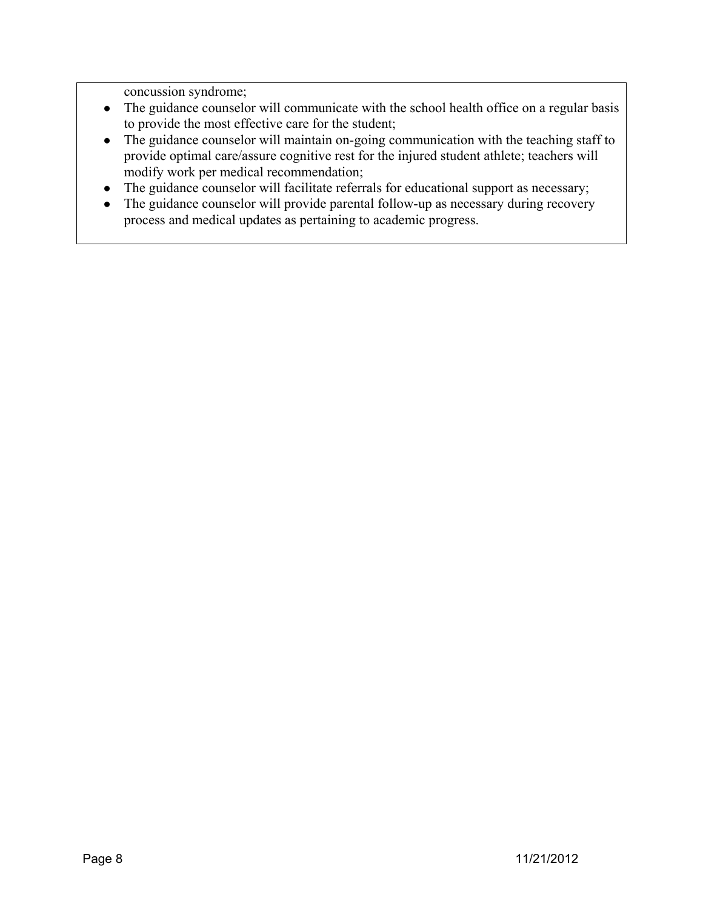concussion syndrome;

- The guidance counselor will communicate with the school health office on a regular basis to provide the most effective care for the student;
- The guidance counselor will maintain on-going communication with the teaching staff to provide optimal care/assure cognitive rest for the injured student athlete; teachers will modify work per medical recommendation;
- The guidance counselor will facilitate referrals for educational support as necessary;
- The guidance counselor will provide parental follow-up as necessary during recovery process and medical updates as pertaining to academic progress.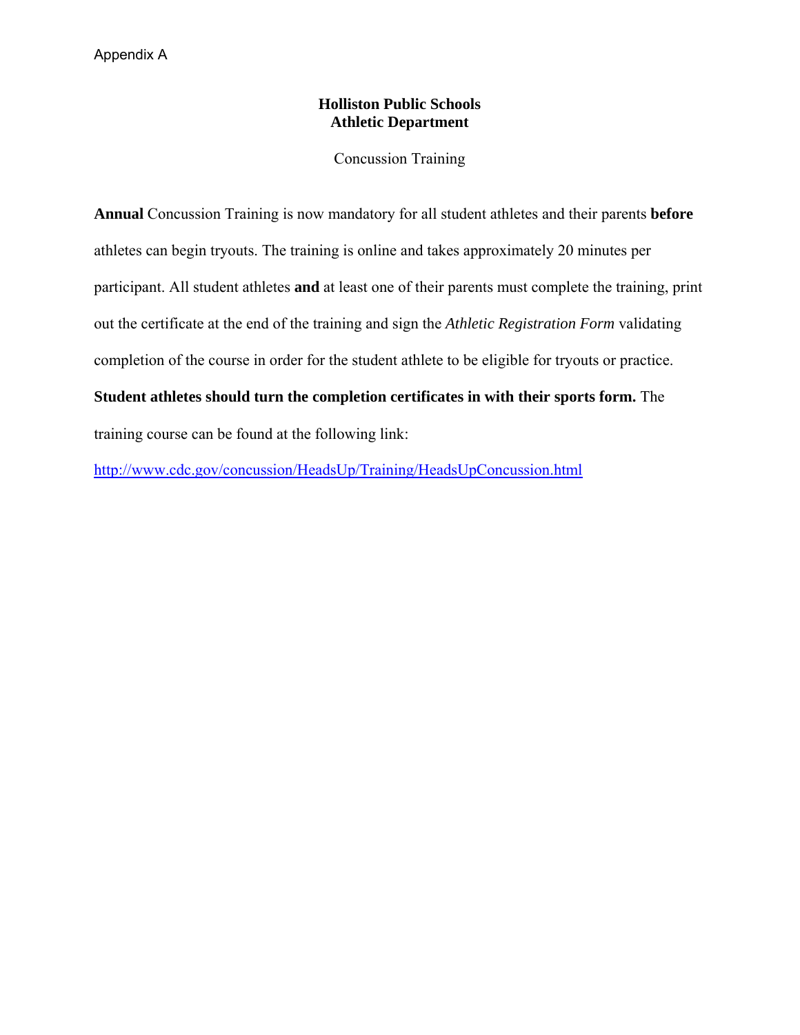Appendix A

**Holliston Public Schools**
**Athletic Department**

Concussion Training

**Annual** Concussion Training is now mandatory for all student athletes and their parents **before** athletes can begin tryouts. The training is online and takes approximately 20 minutes per participant. All student athletes **and** at least one of their parents must complete the training, print out the certificate at the end of the training and sign the *Athletic Registration Form* validating completion of the course in order for the student athlete to be eligible for tryouts or practice. **Student athletes should turn the completion certificates in with their sports form.** The training course can be found at the following link:

http://www.cdc.gov/concussion/HeadsUp/Training/HeadsUpConcussion.html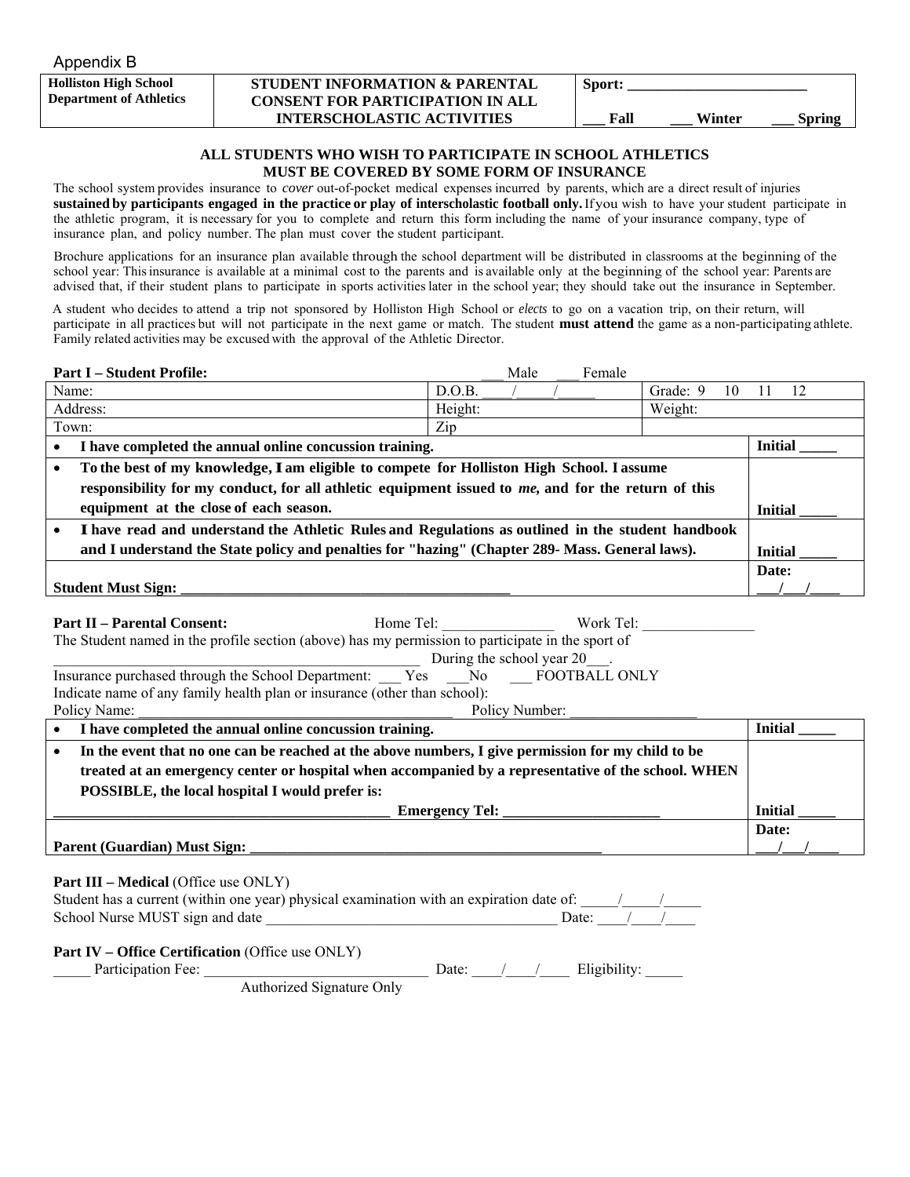Appendix B

| Holliston High School Department of Athletics | STUDENT INFORMATION & PARENTAL CONSENT FOR PARTICIPATION IN ALL INTERSCHOLASTIC ACTIVITIES | Sport: ________________________ ___ Fall ___ Winter ___ Spring |
|---|---|---|

**ALL STUDENTS WHO WISH TO PARTICIPATE IN SCHOOL ATHLETICS MUST BE COVERED BY SOME FORM OF INSURANCE**

The school system provides insurance to *cover* out-of-pocket medical expenses incurred by parents, which are a direct result of injuries **sustained by participants engaged in the practice or play of interscholastic football only.** If you wish to have your student participate in the athletic program, it is necessary for you to complete and return this form including the name of your insurance company, type of insurance plan, and policy number. The plan must cover the student participant.

Brochure applications for an insurance plan available through the school department will be distributed in classrooms at the beginning of the school year: This insurance is available at a minimal cost to the parents and is available only at the beginning of the school year: Parents are advised that, if their student plans to participate in sports activities later in the school year; they should take out the insurance in September.

A student who decides to attend a trip not sponsored by Holliston High School or *elects* to go on a vacation trip, on their return, will participate in all practices but will not participate in the next game or match. The student **must attend** the game as a non-participating athlete. Family related activities may be excused with the approval of the Athletic Director.

**Part I – Student Profile:** ___ Male ___ Female

| Name: | D.O.B. ____/_____/_____ | Grade: 9 10 11 12 |
|---|---|---|
| Address: | Height: | Weight: |
| Town: | Zip | |
| • **I have completed the annual online concussion training.** | | **Initial _____** |
| • **To the best of my knowledge, I am eligible to compete for Holliston High School. I assume responsibility for my conduct, for all athletic equipment issued to *me*, and for the return of this equipment at the close of each season.** | | **Initial _____** |
| • **I have read and understand the Athletic Rules and Regulations as outlined in the student handbook and I understand the State policy and penalties for "hazing" (Chapter 289- Mass. General laws).** | | **Initial _____** |
| **Student Must Sign: _____________________________________________** | | **Date: ___/___/____** |

**Part II – Parental Consent:** Home Tel: _______________ Work Tel: _______________

The Student named in the profile section (above) has my permission to participate in the sport of

_____________________________________________ During the school year 20___.

Insurance purchased through the School Department: ___ Yes ___No ___ FOOTBALL ONLY

Indicate name of any family health plan or insurance (other than school):

Policy Name: _____________________________________________ Policy Number: _________________

| | |
|---|---|
| • **I have completed the annual online concussion training.** | **Initial _____** |
| • **In the event that no one can be reached at the above numbers, I give permission for my child to be treated at an emergency center or hospital when accompanied by a representative of the school. WHEN POSSIBLE, the local hospital I would prefer is:** **_____________________________________________ Emergency Tel: _____________________** | **Initial _____** |
| **Parent (Guardian) Must Sign: _______________________________________________** | **Date: ___/___/____** |

**Part III – Medical** (Office use ONLY)

Student has a current (within one year) physical examination with an expiration date of: _____/_____/_____

School Nurse MUST sign and date _______________________________________ Date: ____/____/____

**Part IV – Office Certification** (Office use ONLY)

_____ Participation Fee: ______________________________ Date: ____/____/____ Eligibility: _____

Authorized Signature Only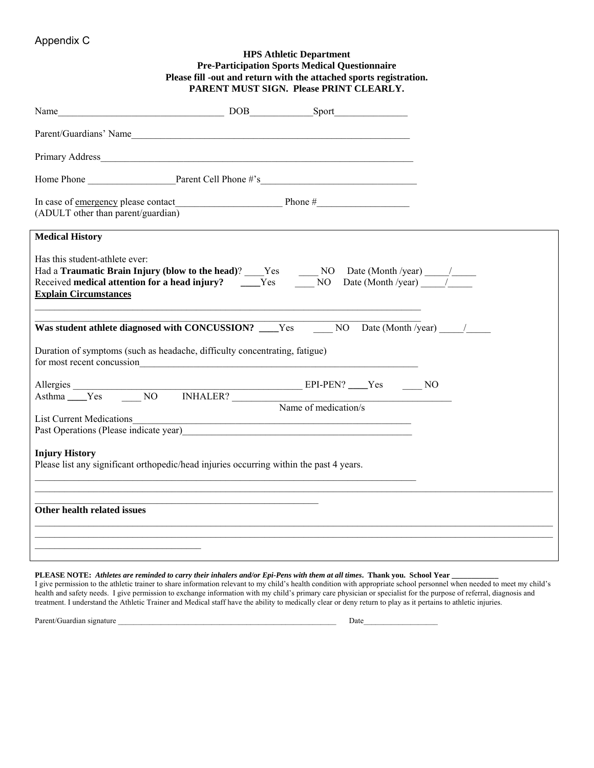Appendix C

**HPS Athletic Department**
**Pre-Participation Sports Medical Questionnaire**
**Please fill -out and return with the attached sports registration.**
**PARENT MUST SIGN. Please PRINT CLEARLY.**

Name_________________________________ DOB_____________Sport_______________

Parent/Guardians' Name___________________________________________________________

Primary Address_________________________________________________________________

Home Phone __________________Parent Cell Phone #'s________________________________

In case of emergency please contact______________________ Phone #___________________
(ADULT other than parent/guardian)

**Medical History**

Has this student-athlete ever:
Had a **Traumatic Brain Injury (blow to the head)**? ____Yes ____ NO Date (Month /year) _____/_____
Received **medical attention for a head injury?** ____Yes ____ NO Date (Month /year) _____/_____
**Explain Circumstances**

_________________________________________________________________________________

_________________________________________________________________________________

**Was student athlete diagnosed with CONCUSSION?** ____Yes ____ NO Date (Month /year) _____/_____

Duration of symptoms (such as headache, difficulty concentrating, fatigue)
for most recent concussion______________________________________________________________

Allergies _________________________________________________ EPI-PEN? ____Yes ____ NO
Asthma ____Yes ____ NO INHALER? ____________________________________________
Name of medication/s

List Current Medications___________________________________________________________
Past Operations (Please indicate year)________________________________________________

**Injury History**
Please list any significant orthopedic/head injuries occurring within the past 4 years.

_________________________________________________________________________________

_________________________________________________________________________________

_________________________________________________________________________________

**Other health related issues**

_________________________________________________________________________________

_________________________________________________________________________________

_________________________________________________________________________________

**PLEASE NOTE:** ***Athletes are reminded to carry their inhalers and/or Epi-Pens with them at all times*****. Thank you. School Year ___________**
I give permission to the athletic trainer to share information relevant to my child's health condition with appropriate school personnel when needed to meet my child's health and safety needs. I give permission to exchange information with my child's primary care physician or specialist for the purpose of referral, diagnosis and treatment. I understand the Athletic Trainer and Medical staff have the ability to medically clear or deny return to play as it pertains to athletic injuries.

Parent/Guardian signature __________________________________________________________ Date___________________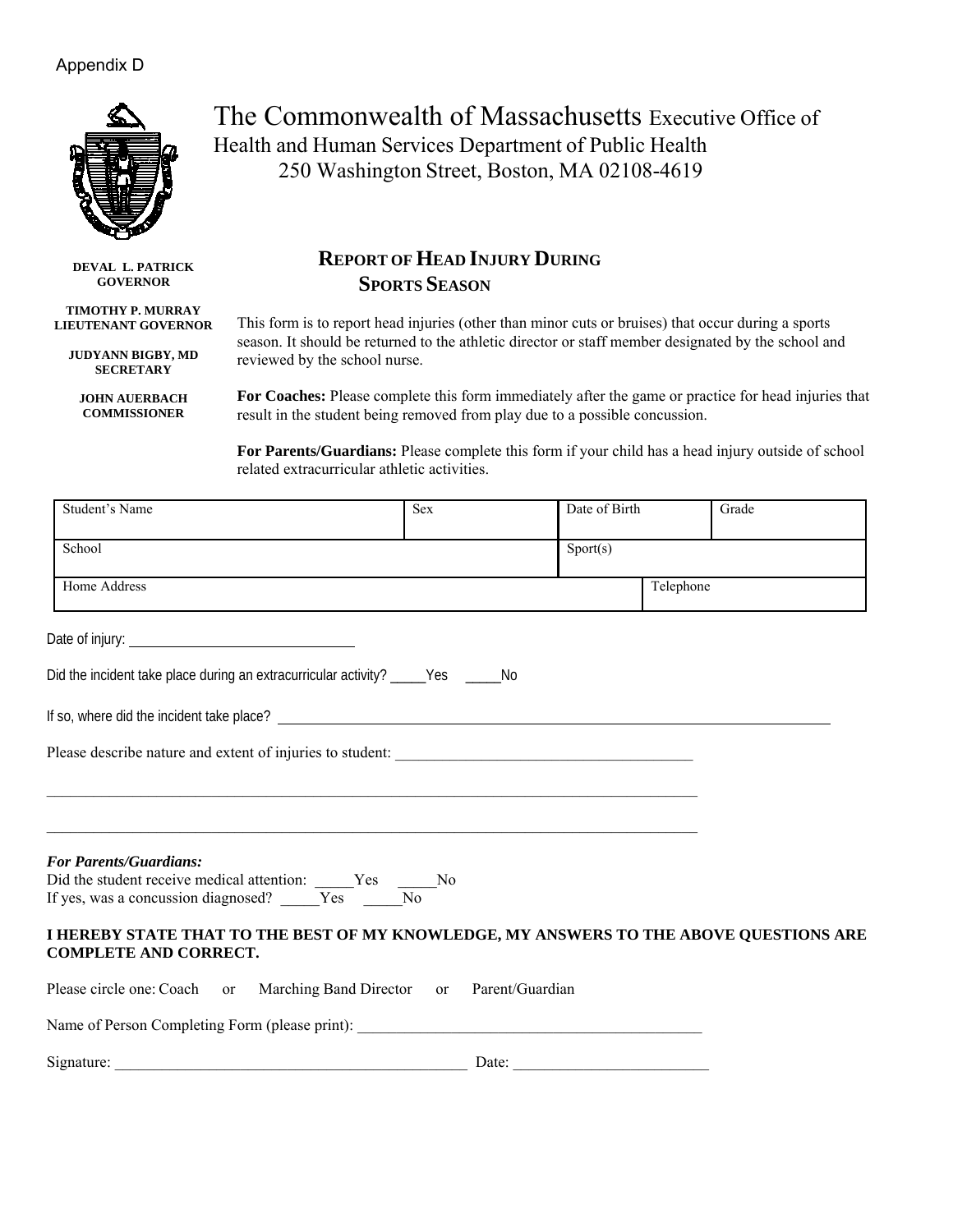Appendix D

The Commonwealth of Massachusetts Executive Office of Health and Human Services Department of Public Health
250 Washington Street, Boston, MA 02108-4619

**DEVAL L. PATRICK**
**GOVERNOR**

**TIMOTHY P. MURRAY**
**LIEUTENANT GOVERNOR**

**JUDYANN BIGBY, MD**
**SECRETARY**

**JOHN AUERBACH**
**COMMISSIONER**

## REPORT OF HEAD INJURY DURING SPORTS SEASON

This form is to report head injuries (other than minor cuts or bruises) that occur during a sports season. It should be returned to the athletic director or staff member designated by the school and reviewed by the school nurse.

**For Coaches:** Please complete this form immediately after the game or practice for head injuries that result in the student being removed from play due to a possible concussion.

**For Parents/Guardians:** Please complete this form if your child has a head injury outside of school related extracurricular athletic activities.

| Student's Name | Sex | Date of Birth | Grade |
|---|---|---|---|
| School | | Sport(s) | |
| Home Address | | | Telephone |

Date of injury: ______________________________

Did the incident take place during an extracurricular activity? _____Yes _____No

If so, where did the incident take place? ______________________________

Please describe nature and extent of injuries to student: ______________________________

______________________________________________________________________

______________________________________________________________________

***For Parents/Guardians:***
Did the student receive medical attention: _____Yes _____No
If yes, was a concussion diagnosed? _____Yes _____No

**I HEREBY STATE THAT TO THE BEST OF MY KNOWLEDGE, MY ANSWERS TO THE ABOVE QUESTIONS ARE COMPLETE AND CORRECT.**

Please circle one: Coach or Marching Band Director or Parent/Guardian

Name of Person Completing Form (please print): ______________________________

Signature: ______________________________ Date: ______________________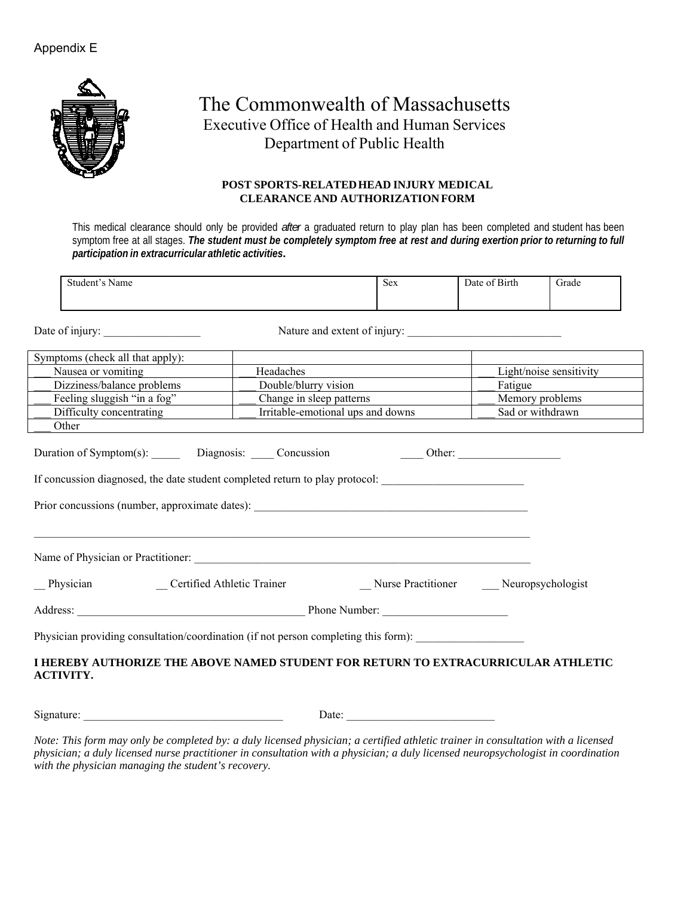Appendix E

# The Commonwealth of Massachusetts
## Executive Office of Health and Human Services
## Department of Public Health

**POST SPORTS-RELATED HEAD INJURY MEDICAL CLEARANCE AND AUTHORIZATION FORM**

This medical clearance should only be provided *after* a graduated return to play plan has been completed and student has been symptom free at all stages. ***The student must be completely symptom free at rest and during exertion prior to returning to full participation in extracurricular athletic activities.***

| Student's Name | Sex | Date of Birth | Grade |
|---|---|---|---|
| | | | |

Date of injury: _________________ Nature and extent of injury: ___________________________

| Symptoms (check all that apply): | | |
|---|---|---|
| ___ Nausea or vomiting | ___ Headaches | ___ Light/noise sensitivity |
| ___ Dizziness/balance problems | ___ Double/blurry vision | ___ Fatigue |
| ___ Feeling sluggish "in a fog" | ___ Change in sleep patterns | ___ Memory problems |
| ___ Difficulty concentrating | ___ Irritable-emotional ups and downs | ___ Sad or withdrawn |
| ___ Other | | |

Duration of Symptom(s): _____ Diagnosis: ____ Concussion ____ Other: __________________

If concussion diagnosed, the date student completed return to play protocol: _________________________

Prior concussions (number, approximate dates): _________________________________________________

_________________________________________________________________________________________

Name of Physician or Practitioner: _____________________________________________________________

__ Physician __ Certified Athletic Trainer __ Nurse Practitioner ___ Neuropsychologist

Address: ________________________________________ Phone Number: ______________________

Physician providing consultation/coordination (if not person completing this form): ___________________

**I HEREBY AUTHORIZE THE ABOVE NAMED STUDENT FOR RETURN TO EXTRACURRICULAR ATHLETIC ACTIVITY.**

Signature: ___________________________________ Date: __________________________

*Note: This form may only be completed by: a duly licensed physician; a certified athletic trainer in consultation with a licensed physician; a duly licensed nurse practitioner in consultation with a physician; a duly licensed neuropsychologist in coordination with the physician managing the student's recovery.*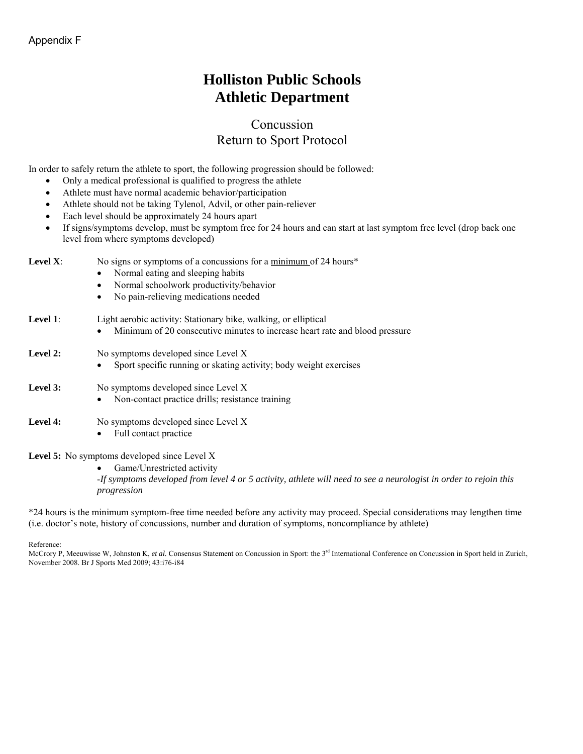Appendix F

# Holliston Public Schools
# Athletic Department

## Concussion
## Return to Sport Protocol

In order to safely return the athlete to sport, the following progression should be followed:

- Only a medical professional is qualified to progress the athlete
- Athlete must have normal academic behavior/participation
- Athlete should not be taking Tylenol, Advil, or other pain-reliever
- Each level should be approximately 24 hours apart
- If signs/symptoms develop, must be symptom free for 24 hours and can start at last symptom free level (drop back one level from where symptoms developed)

**Level X**: No signs or symptoms of a concussions for a <u>minimum</u> of 24 hours*

- Normal eating and sleeping habits
- Normal schoolwork productivity/behavior
- No pain-relieving medications needed

**Level 1**: Light aerobic activity: Stationary bike, walking, or elliptical

- Minimum of 20 consecutive minutes to increase heart rate and blood pressure

**Level 2:** No symptoms developed since Level X

- Sport specific running or skating activity; body weight exercises

**Level 3:** No symptoms developed since Level X

- Non-contact practice drills; resistance training

**Level 4:** No symptoms developed since Level X

- Full contact practice

**Level 5:** No symptoms developed since Level X

- Game/Unrestricted activity

*-If symptoms developed from level 4 or 5 activity, athlete will need to see a neurologist in order to rejoin this progression*

*24 hours is the <u>minimum</u> symptom-free time needed before any activity may proceed. Special considerations may lengthen time (i.e. doctor's note, history of concussions, number and duration of symptoms, noncompliance by athlete)

Reference:
McCrory P, Meeuwisse W, Johnston K, *et al.* Consensus Statement on Concussion in Sport: the 3rd International Conference on Concussion in Sport held in Zurich, November 2008. Br J Sports Med 2009; 43:i76-i84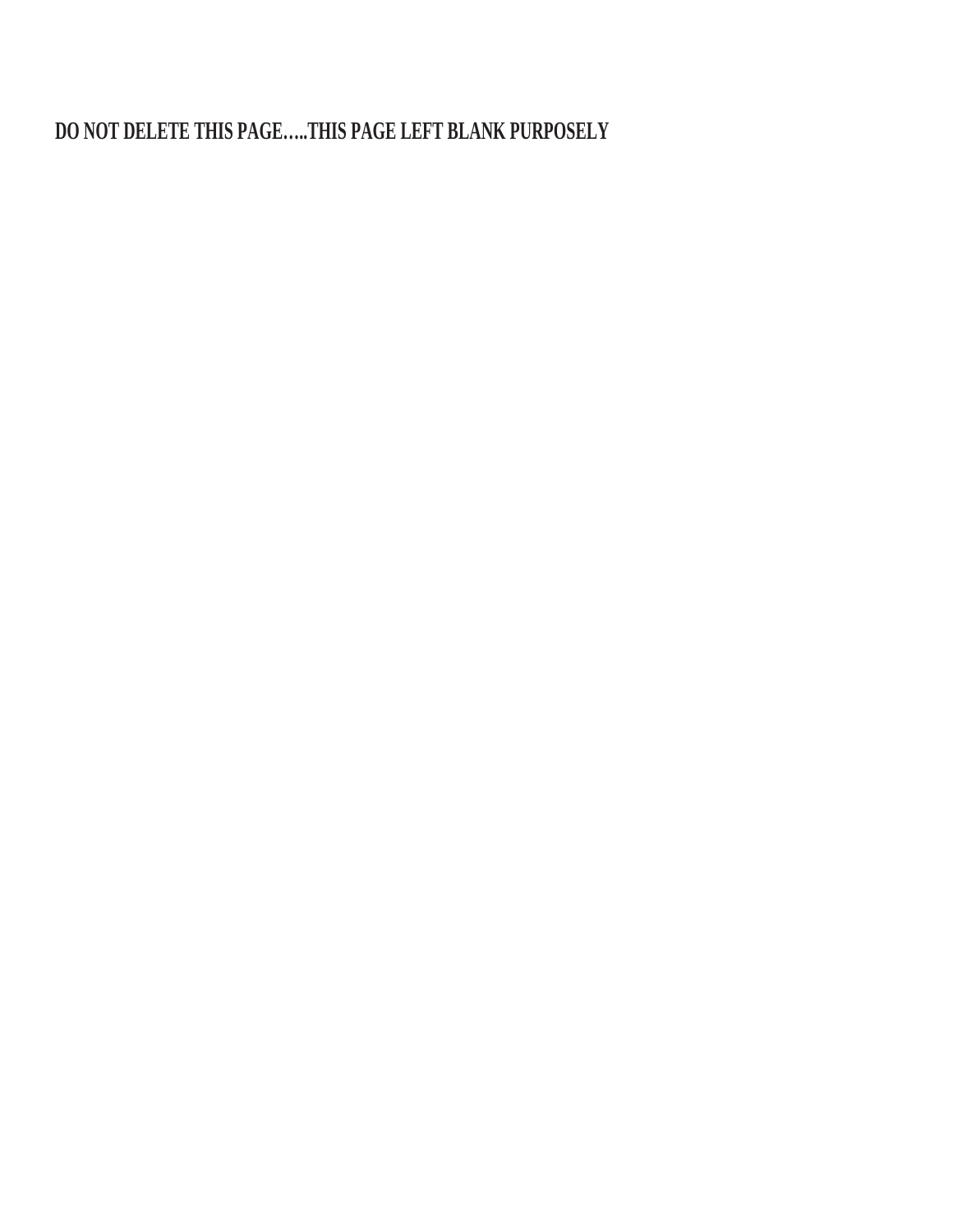**DO NOT DELETE THIS PAGE…..THIS PAGE LEFT BLANK PURPOSELY**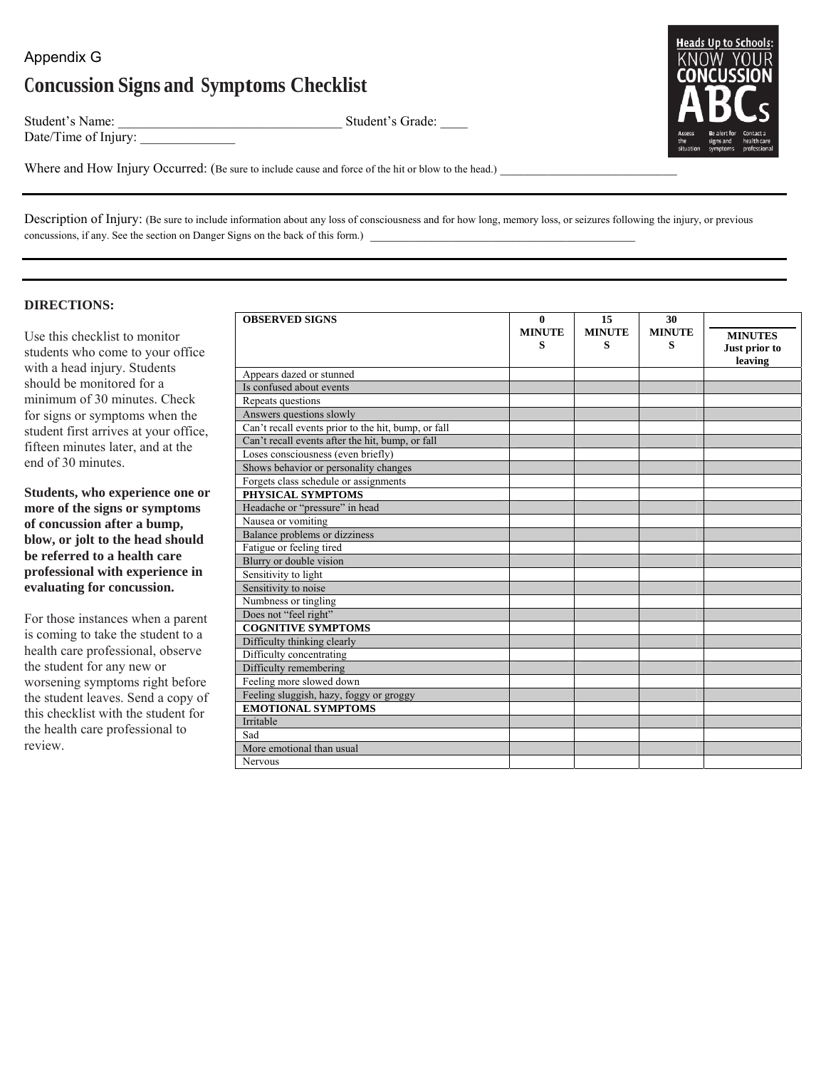Appendix G

# Concussion Signs and Symptoms Checklist

Student's Name: ________________________________ Student's Grade: ____
Date/Time of Injury: ______________

Where and How Injury Occurred: (Be sure to include cause and force of the hit or blow to the head.) ____________________________

---

Description of Injury: (Be sure to include information about any loss of consciousness and for how long, memory loss, or seizures following the injury, or previous concussions, if any. See the section on Danger Signs on the back of this form.) ________________________________________________

---

---

**DIRECTIONS:**

Use this checklist to monitor students who come to your office with a head injury. Students should be monitored for a minimum of 30 minutes. Check for signs or symptoms when the student first arrives at your office, fifteen minutes later, and at the end of 30 minutes.

**Students, who experience one or more of the signs or symptoms of concussion after a bump, blow, or jolt to the head should be referred to a health care professional with experience in evaluating for concussion.**

For those instances when a parent is coming to take the student to a health care professional, observe the student for any new or worsening symptoms right before the student leaves. Send a copy of this checklist with the student for the health care professional to review.

| OBSERVED SIGNS | 0 MINUTES | 15 MINUTES | 30 MINUTES | MINUTES Just prior to leaving |
|---|---|---|---|---|
| Appears dazed or stunned | | | | |
| Is confused about events | | | | |
| Repeats questions | | | | |
| Answers questions slowly | | | | |
| Can't recall events prior to the hit, bump, or fall | | | | |
| Can't recall events after the hit, bump, or fall | | | | |
| Loses consciousness (even briefly) | | | | |
| Shows behavior or personality changes | | | | |
| Forgets class schedule or assignments | | | | |
| **PHYSICAL SYMPTOMS** | | | | |
| Headache or "pressure" in head | | | | |
| Nausea or vomiting | | | | |
| Balance problems or dizziness | | | | |
| Fatigue or feeling tired | | | | |
| Blurry or double vision | | | | |
| Sensitivity to light | | | | |
| Sensitivity to noise | | | | |
| Numbness or tingling | | | | |
| Does not "feel right" | | | | |
| **COGNITIVE SYMPTOMS** | | | | |
| Difficulty thinking clearly | | | | |
| Difficulty concentrating | | | | |
| Difficulty remembering | | | | |
| Feeling more slowed down | | | | |
| Feeling sluggish, hazy, foggy or groggy | | | | |
| **EMOTIONAL SYMPTOMS** | | | | |
| Irritable | | | | |
| Sad | | | | |
| More emotional than usual | | | | |
| Nervous | | | | |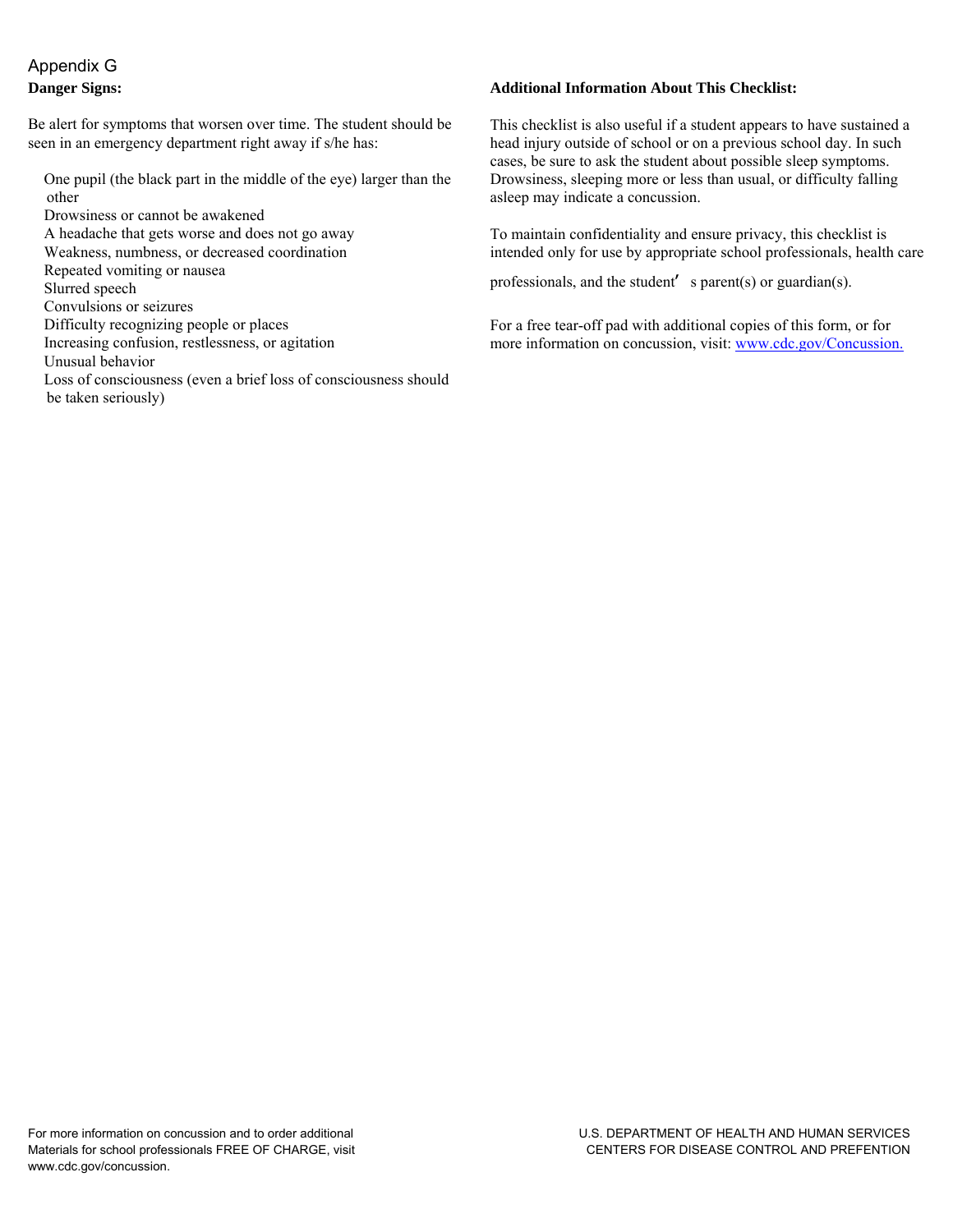Appendix G

**Danger Signs:**

Be alert for symptoms that worsen over time. The student should be seen in an emergency department right away if s/he has:

- One pupil (the black part in the middle of the eye) larger than the other
- Drowsiness or cannot be awakened
- A headache that gets worse and does not go away
- Weakness, numbness, or decreased coordination
- Repeated vomiting or nausea
- Slurred speech
- Convulsions or seizures
- Difficulty recognizing people or places
- Increasing confusion, restlessness, or agitation
- Unusual behavior
- Loss of consciousness (even a brief loss of consciousness should be taken seriously)

**Additional Information About This Checklist:**

This checklist is also useful if a student appears to have sustained a head injury outside of school or on a previous school day. In such cases, be sure to ask the student about possible sleep symptoms. Drowsiness, sleeping more or less than usual, or difficulty falling asleep may indicate a concussion.

To maintain confidentiality and ensure privacy, this checklist is intended only for use by appropriate school professionals, health care professionals, and the student's parent(s) or guardian(s).

For a free tear-off pad with additional copies of this form, or for more information on concussion, visit: www.cdc.gov/Concussion.

For more information on concussion and to order additional Materials for school professionals FREE OF CHARGE, visit www.cdc.gov/concussion.

U.S. DEPARTMENT OF HEALTH AND HUMAN SERVICES
CENTERS FOR DISEASE CONTROL AND PREFENTION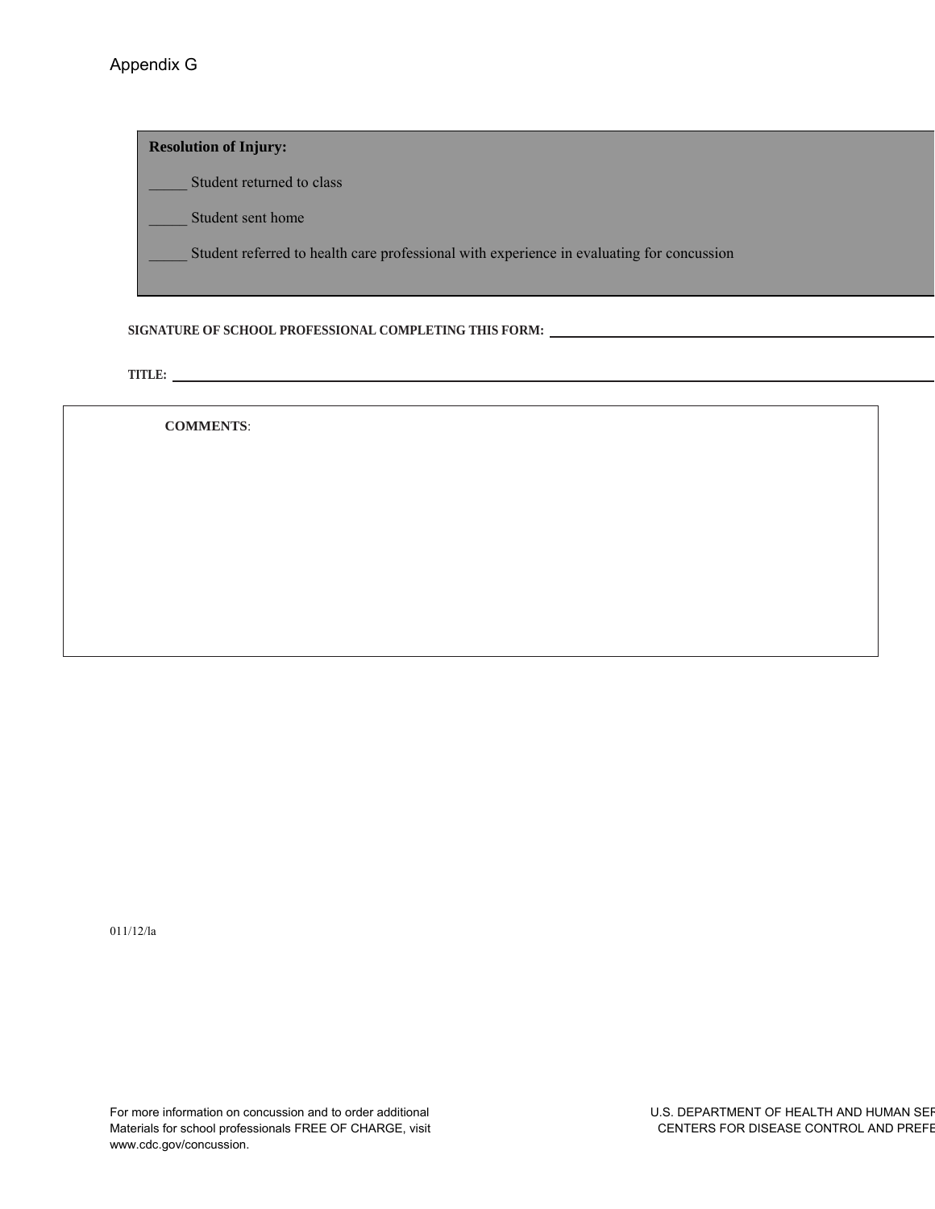Appendix G

**Resolution of Injury:**

_____ Student returned to class

_____ Student sent home

_____ Student referred to health care professional with experience in evaluating for concussion

**SIGNATURE OF SCHOOL PROFESSIONAL COMPLETING THIS FORM:** ______________________________

**TITLE:** ______________________________

**COMMENTS**:

011/12/la

For more information on concussion and to order additional Materials for school professionals FREE OF CHARGE, visit www.cdc.gov/concussion.

U.S. DEPARTMENT OF HEALTH AND HUMAN SER
CENTERS FOR DISEASE CONTROL AND PREFE